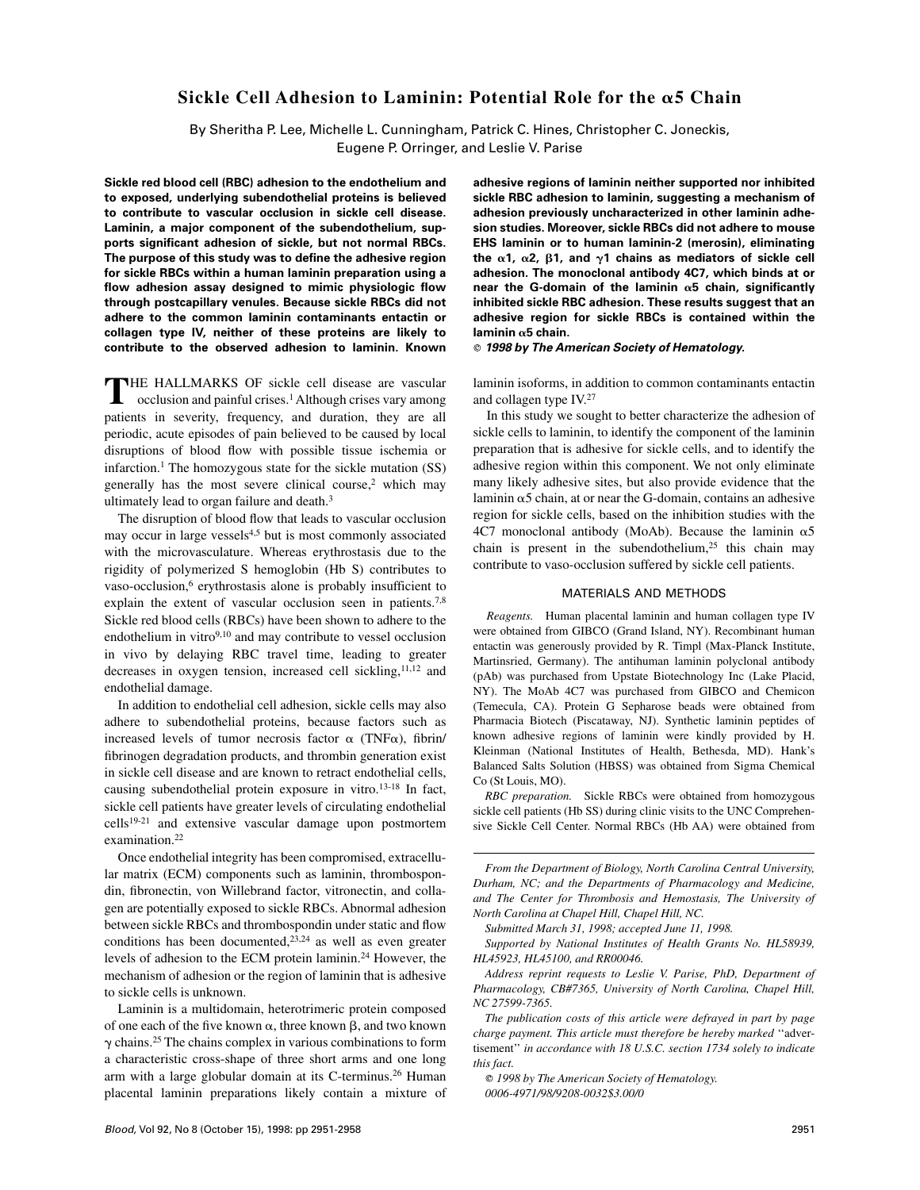# Sickle Cell Adhesion to Laminin: Potential Role for the α5 Chain

By Sheritha P. Lee, Michelle L. Cunningham, Patrick C. Hines, Christopher C. Joneckis, Eugene P. Orringer, and Leslie V. Parise

**Sickle red blood cell (RBC) adhesion to the endothelium and to exposed, underlying subendothelial proteins is believed to contribute to vascular occlusion in sickle cell disease. Laminin, a major component of the subendothelium, supports significant adhesion of sickle, but not normal RBCs. The purpose of this study was to define the adhesive region for sickle RBCs within a human laminin preparation using a flow adhesion assay designed to mimic physiologic flow through postcapillary venules. Because sickle RBCs did not adhere to the common laminin contaminants entactin or collagen type IV, neither of these proteins are likely to contribute to the observed adhesion to laminin. Known adhesive regions of laminin neither supported nor inhibited sickle RBC adhesion to laminin, suggesting a mechanism of adhesion previously uncharacterized in other laminin adhesion studies. Moreover, sickle RBCs did not adhere to mouse EHS laminin or to human laminin-2 (merosin), eliminating the α1, α2, β1, and γ1 chains as mediators of sickle cell adhesion. The monoclonal antibody 4C7, which binds at or near the G-domain of the laminin α5 chain, significantly inhibited sickle RBC adhesion. These results suggest that an adhesive region for sickle RBCs is contained within the laminin α5 chain.**

***© 1998 by The American Society of Hematology.***

THE HALLMARKS OF sickle cell disease are vascular occlusion and painful crises.[1] Although crises vary among patients in severity, frequency, and duration, they are all periodic, acute episodes of pain believed to be caused by local disruptions of blood flow with possible tissue ischemia or infarction.[1] The homozygous state for the sickle mutation (SS) generally has the most severe clinical course,[2] which may ultimately lead to organ failure and death.[3]

The disruption of blood flow that leads to vascular occlusion may occur in large vessels[4,5] but is most commonly associated with the microvasculature. Whereas erythrostasis due to the rigidity of polymerized S hemoglobin (Hb S) contributes to vaso-occlusion,[6] erythrostasis alone is probably insufficient to explain the extent of vascular occlusion seen in patients.[7,8] Sickle red blood cells (RBCs) have been shown to adhere to the endothelium in vitro[9,10] and may contribute to vessel occlusion in vivo by delaying RBC travel time, leading to greater decreases in oxygen tension, increased cell sickling,[11,12] and endothelial damage.

In addition to endothelial cell adhesion, sickle cells may also adhere to subendothelial proteins, because factors such as increased levels of tumor necrosis factor α (TNFα), fibrin/fibrinogen degradation products, and thrombin generation exist in sickle cell disease and are known to retract endothelial cells, causing subendothelial protein exposure in vitro.[13-18] In fact, sickle cell patients have greater levels of circulating endothelial cells[19-21] and extensive vascular damage upon postmortem examination.[22]

Once endothelial integrity has been compromised, extracellular matrix (ECM) components such as laminin, thrombospondin, fibronectin, von Willebrand factor, vitronectin, and collagen are potentially exposed to sickle RBCs. Abnormal adhesion between sickle RBCs and thrombospondin under static and flow conditions has been documented,[23,24] as well as even greater levels of adhesion to the ECM protein laminin.[24] However, the mechanism of adhesion or the region of laminin that is adhesive to sickle cells is unknown.

Laminin is a multidomain, heterotrimeric protein composed of one each of the five known α, three known β, and two known γ chains.[25] The chains complex in various combinations to form a characteristic cross-shape of three short arms and one long arm with a large globular domain at its C-terminus.[26] Human placental laminin preparations likely contain a mixture of laminin isoforms, in addition to common contaminants entactin and collagen type IV.[27]

In this study we sought to better characterize the adhesion of sickle cells to laminin, to identify the component of the laminin preparation that is adhesive for sickle cells, and to identify the adhesive region within this component. We not only eliminate many likely adhesive sites, but also provide evidence that the laminin α5 chain, at or near the G-domain, contains an adhesive region for sickle cells, based on the inhibition studies with the 4C7 monoclonal antibody (MoAb). Because the laminin α5 chain is present in the subendothelium,[25] this chain may contribute to vaso-occlusion suffered by sickle cell patients.

## MATERIALS AND METHODS

*Reagents.* Human placental laminin and human collagen type IV were obtained from GIBCO (Grand Island, NY). Recombinant human entactin was generously provided by R. Timpl (Max-Planck Institute, Martinsried, Germany). The antihuman laminin polyclonal antibody (pAb) was purchased from Upstate Biotechnology Inc (Lake Placid, NY). The MoAb 4C7 was purchased from GIBCO and Chemicon (Temecula, CA). Protein G Sepharose beads were obtained from Pharmacia Biotech (Piscataway, NJ). Synthetic laminin peptides of known adhesive regions of laminin were kindly provided by H. Kleinman (National Institutes of Health, Bethesda, MD). Hank's Balanced Salts Solution (HBSS) was obtained from Sigma Chemical Co (St Louis, MO).

*RBC preparation.* Sickle RBCs were obtained from homozygous sickle cell patients (Hb SS) during clinic visits to the UNC Comprehensive Sickle Cell Center. Normal RBCs (Hb AA) were obtained from

*From the Department of Biology, North Carolina Central University, Durham, NC; and the Departments of Pharmacology and Medicine, and The Center for Thrombosis and Hemostasis, The University of North Carolina at Chapel Hill, Chapel Hill, NC.*

*Submitted March 31, 1998; accepted June 11, 1998.*

*Supported by National Institutes of Health Grants No. HL58939, HL45923, HL45100, and RR00046.*

*Address reprint requests to Leslie V. Parise, PhD, Department of Pharmacology, CB#7365, University of North Carolina, Chapel Hill, NC 27599-7365.*

*The publication costs of this article were defrayed in part by page charge payment. This article must therefore be hereby marked "advertisement" in accordance with 18 U.S.C. section 1734 solely to indicate this fact.*

*© 1998 by The American Society of Hematology.*

*0006-4971/98/9208-0032$3.00/0*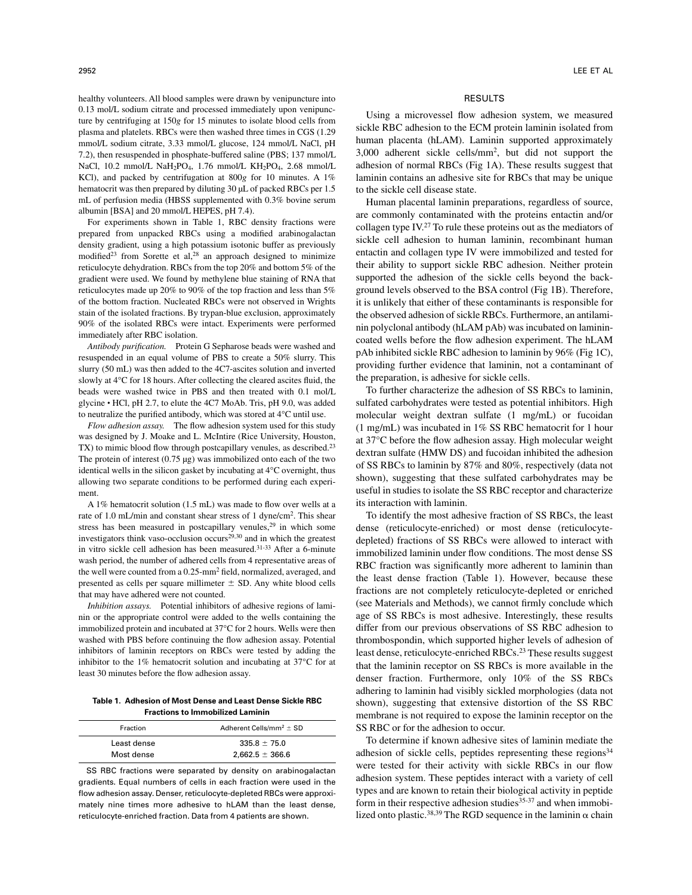healthy volunteers. All blood samples were drawn by venipuncture into 0.13 mol/L sodium citrate and processed immediately upon venipuncture by centrifuging at 150*g* for 15 minutes to isolate blood cells from plasma and platelets. RBCs were then washed three times in CGS (1.29 mmol/L sodium citrate, 3.33 mmol/L glucose, 124 mmol/L NaCl, pH 7.2), then resuspended in phosphate-buffered saline (PBS; 137 mmol/L NaCl, 10.2 mmol/L $NaH_2PO_4$, 1.76 mmol/L $KH_2PO_4$, 2.68 mmol/L KCl), and packed by centrifugation at 800*g* for 10 minutes. A 1% hematocrit was then prepared by diluting 30 µL of packed RBCs per 1.5 mL of perfusion media (HBSS supplemented with 0.3% bovine serum albumin [BSA] and 20 mmol/L HEPES, pH 7.4).

For experiments shown in Table 1, RBC density fractions were prepared from unpacked RBCs using a modified arabinogalactan density gradient, using a high potassium isotonic buffer as previously modified[23] from Sorette et al,[28] an approach designed to minimize reticulocyte dehydration. RBCs from the top 20% and bottom 5% of the gradient were used. We found by methylene blue staining of RNA that reticulocytes made up 20% to 90% of the top fraction and less than 5% of the bottom fraction. Nucleated RBCs were not observed in Wrights stain of the isolated fractions. By trypan-blue exclusion, approximately 90% of the isolated RBCs were intact. Experiments were performed immediately after RBC isolation.

*Antibody purification.* Protein G Sepharose beads were washed and resuspended in an equal volume of PBS to create a 50% slurry. This slurry (50 mL) was then added to the 4C7-ascites solution and inverted slowly at 4°C for 18 hours. After collecting the cleared ascites fluid, the beads were washed twice in PBS and then treated with 0.1 mol/L glycine • HCl, pH 2.7, to elute the 4C7 MoAb. Tris, pH 9.0, was added to neutralize the purified antibody, which was stored at 4°C until use.

*Flow adhesion assay.* The flow adhesion system used for this study was designed by J. Moake and L. McIntire (Rice University, Houston, TX) to mimic blood flow through postcapillary venules, as described.[23] The protein of interest (0.75 µg) was immobilized onto each of the two identical wells in the silicon gasket by incubating at 4°C overnight, thus allowing two separate conditions to be performed during each experiment.

A 1% hematocrit solution (1.5 mL) was made to flow over wells at a rate of 1.0 mL/min and constant shear stress of 1 dyne/cm$^2$. This shear stress has been measured in postcapillary venules,[29] in which some investigators think vaso-occlusion occurs[29,30] and in which the greatest in vitro sickle cell adhesion has been measured.[31-33] After a 6-minute wash period, the number of adhered cells from 4 representative areas of the well were counted from a 0.25-mm$^2$ field, normalized, averaged, and presented as cells per square millimeter ± SD. Any white blood cells that may have adhered were not counted.

*Inhibition assays.* Potential inhibitors of adhesive regions of laminin or the appropriate control were added to the wells containing the immobilized protein and incubated at 37°C for 2 hours. Wells were then washed with PBS before continuing the flow adhesion assay. Potential inhibitors of laminin receptors on RBCs were tested by adding the inhibitor to the 1% hematocrit solution and incubating at 37°C for at least 30 minutes before the flow adhesion assay.

**Table 1. Adhesion of Most Dense and Least Dense Sickle RBC Fractions to Immobilized Laminin**

| Fraction | Adherent Cells/mm$^2$ ± SD |
|---|---|
| Least dense | 335.8 ± 75.0 |
| Most dense | 2,662.5 ± 366.6 |

SS RBC fractions were separated by density on arabinogalactan gradients. Equal numbers of cells in each fraction were used in the flow adhesion assay. Denser, reticulocyte-depleted RBCs were approximately nine times more adhesive to hLAM than the least dense, reticulocyte-enriched fraction. Data from 4 patients are shown.

## RESULTS

Using a microvessel flow adhesion system, we measured sickle RBC adhesion to the ECM protein laminin isolated from human placenta (hLAM). Laminin supported approximately 3,000 adherent sickle cells/mm$^2$, but did not support the adhesion of normal RBCs (Fig 1A). These results suggest that laminin contains an adhesive site for RBCs that may be unique to the sickle cell disease state.

Human placental laminin preparations, regardless of source, are commonly contaminated with the proteins entactin and/or collagen type IV.[27] To rule these proteins out as the mediators of sickle cell adhesion to human laminin, recombinant human entactin and collagen type IV were immobilized and tested for their ability to support sickle RBC adhesion. Neither protein supported the adhesion of the sickle cells beyond the background levels observed to the BSA control (Fig 1B). Therefore, it is unlikely that either of these contaminants is responsible for the observed adhesion of sickle RBCs. Furthermore, an antilaminin polyclonal antibody (hLAM pAb) was incubated on laminin-coated wells before the flow adhesion experiment. The hLAM pAb inhibited sickle RBC adhesion to laminin by 96% (Fig 1C), providing further evidence that laminin, not a contaminant of the preparation, is adhesive for sickle cells.

To further characterize the adhesion of SS RBCs to laminin, sulfated carbohydrates were tested as potential inhibitors. High molecular weight dextran sulfate (1 mg/mL) or fucoidan (1 mg/mL) was incubated in 1% SS RBC hematocrit for 1 hour at 37°C before the flow adhesion assay. High molecular weight dextran sulfate (HMW DS) and fucoidan inhibited the adhesion of SS RBCs to laminin by 87% and 80%, respectively (data not shown), suggesting that these sulfated carbohydrates may be useful in studies to isolate the SS RBC receptor and characterize its interaction with laminin.

To identify the most adhesive fraction of SS RBCs, the least dense (reticulocyte-enriched) or most dense (reticulocyte-depleted) fractions of SS RBCs were allowed to interact with immobilized laminin under flow conditions. The most dense SS RBC fraction was significantly more adherent to laminin than the least dense fraction (Table 1). However, because these fractions are not completely reticulocyte-depleted or enriched (see Materials and Methods), we cannot firmly conclude which age of SS RBCs is most adhesive. Interestingly, these results differ from our previous observations of SS RBC adhesion to thrombospondin, which supported higher levels of adhesion of least dense, reticulocyte-enriched RBCs.[23] These results suggest that the laminin receptor on SS RBCs is more available in the denser fraction. Furthermore, only 10% of the SS RBCs adhering to laminin had visibly sickled morphologies (data not shown), suggesting that extensive distortion of the SS RBC membrane is not required to expose the laminin receptor on the SS RBC or for the adhesion to occur.

To determine if known adhesive sites of laminin mediate the adhesion of sickle cells, peptides representing these regions[34] were tested for their activity with sickle RBCs in our flow adhesion system. These peptides interact with a variety of cell types and are known to retain their biological activity in peptide form in their respective adhesion studies[35-37] and when immobilized onto plastic.[38,39] The RGD sequence in the laminin $\alpha$ chain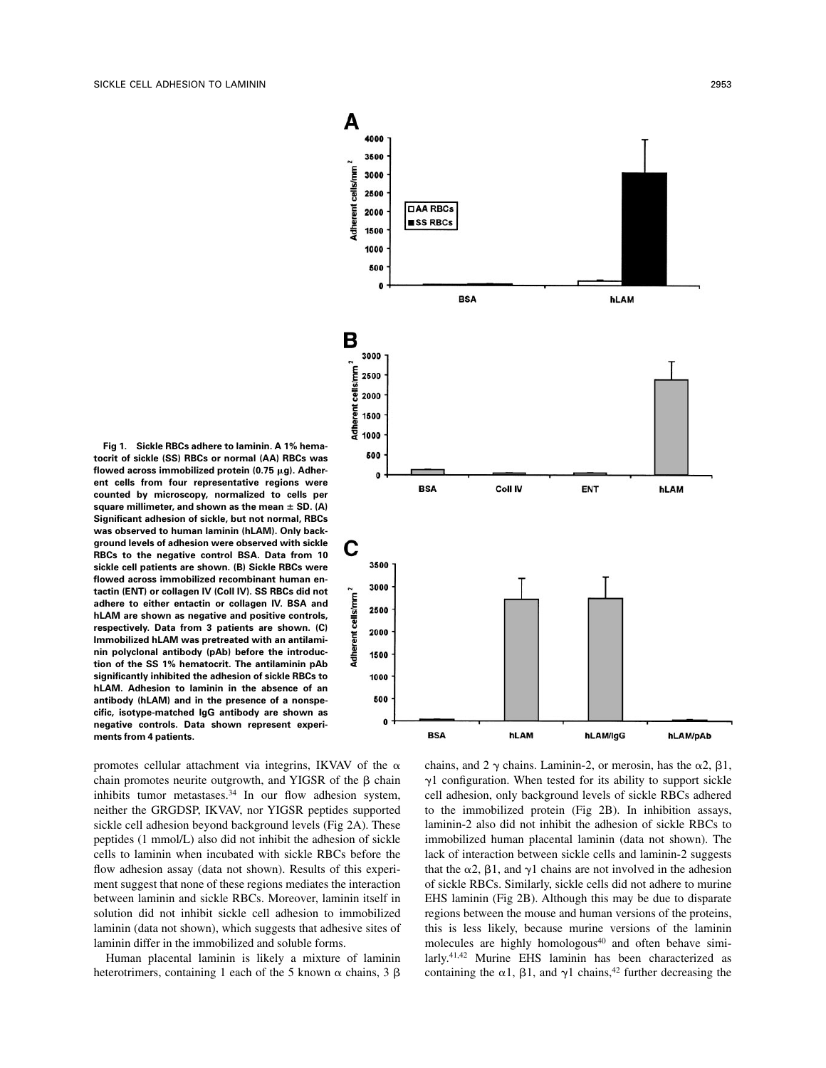**Fig 1. Sickle RBCs adhere to laminin. A 1% hematocrit of sickle (SS) RBCs or normal (AA) RBCs was flowed across immobilized protein (0.75 μg). Adherent cells from four representative regions were counted by microscopy, normalized to cells per square millimeter, and shown as the mean ± SD. (A) Significant adhesion of sickle, but not normal, RBCs was observed to human laminin (hLAM). Only background levels of adhesion were observed with sickle RBCs to the negative control BSA. Data from 10 sickle cell patients are shown. (B) Sickle RBCs were flowed across immobilized recombinant human entactin (ENT) or collagen IV (Coll IV). SS RBCs did not adhere to either entactin or collagen IV. BSA and hLAM are shown as negative and positive controls, respectively. Data from 3 patients are shown. (C) Immobilized hLAM was pretreated with an antilaminin polyclonal antibody (pAb) before the introduction of the SS 1% hematocrit. The antilaminin pAb significantly inhibited the adhesion of sickle RBCs to hLAM. Adhesion to laminin in the absence of an antibody (hLAM) and in the presence of a nonspecific, isotype-matched IgG antibody are shown as negative controls. Data shown represent experiments from 4 patients.**

promotes cellular attachment via integrins, IKVAV of the α chain promotes neurite outgrowth, and YIGSR of the β chain inhibits tumor metastases.[34] In our flow adhesion system, neither the GRGDSP, IKVAV, nor YIGSR peptides supported sickle cell adhesion beyond background levels (Fig 2A). These peptides (1 mmol/L) also did not inhibit the adhesion of sickle cells to laminin when incubated with sickle RBCs before the flow adhesion assay (data not shown). Results of this experiment suggest that none of these regions mediates the interaction between laminin and sickle RBCs. Moreover, laminin itself in solution did not inhibit sickle cell adhesion to immobilized laminin (data not shown), which suggests that adhesive sites of laminin differ in the immobilized and soluble forms.

Human placental laminin is likely a mixture of laminin heterotrimers, containing 1 each of the 5 known α chains, 3 β chains, and 2 γ chains. Laminin-2, or merosin, has the α2, β1, γ1 configuration. When tested for its ability to support sickle cell adhesion, only background levels of sickle RBCs adhered to the immobilized protein (Fig 2B). In inhibition assays, laminin-2 also did not inhibit the adhesion of sickle RBCs to immobilized human placental laminin (data not shown). The lack of interaction between sickle cells and laminin-2 suggests that the α2, β1, and γ1 chains are not involved in the adhesion of sickle RBCs. Similarly, sickle cells did not adhere to murine EHS laminin (Fig 2B). Although this may be due to disparate regions between the mouse and human versions of the proteins, this is less likely, because murine versions of the laminin molecules are highly homologous[40] and often behave similarly.[41,42] Murine EHS laminin has been characterized as containing the α1, β1, and γ1 chains,[42] further decreasing the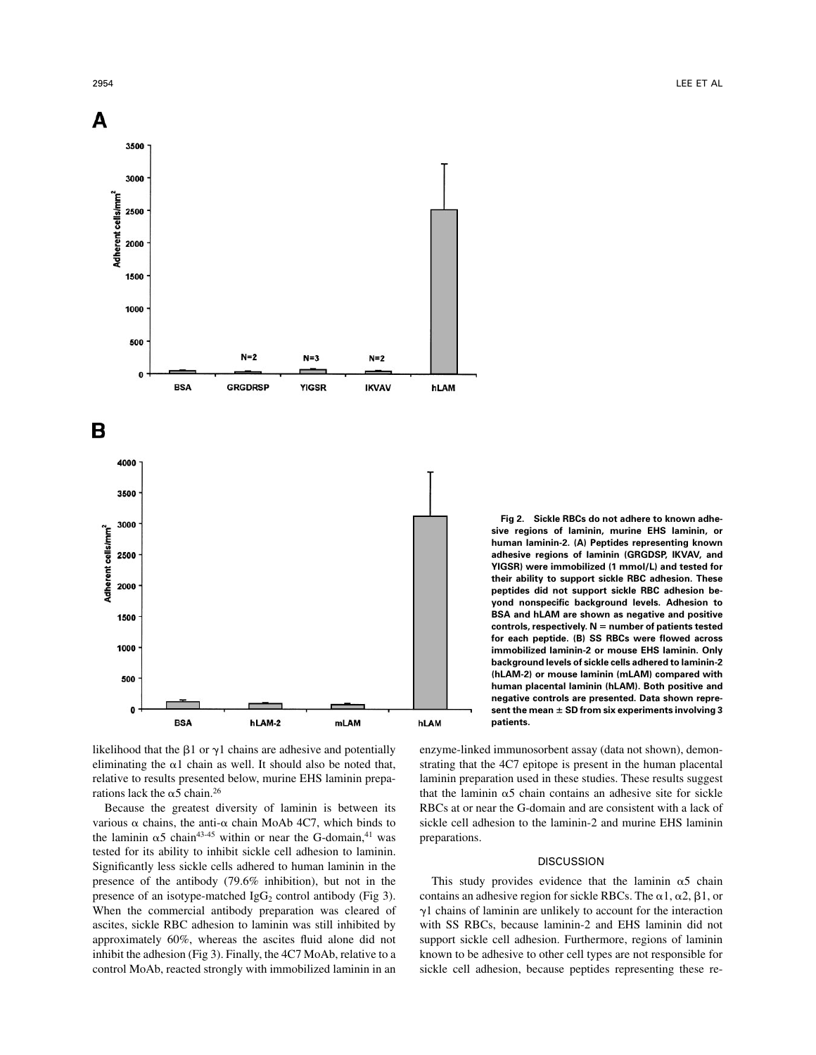Fig 2. Sickle RBCs do not adhere to known adhesive regions of laminin, murine EHS laminin, or human laminin-2. (A) Peptides representing known adhesive regions of laminin (GRGDSP, IKVAV, and YIGSR) were immobilized (1 mmol/L) and tested for their ability to support sickle RBC adhesion. These peptides did not support sickle RBC adhesion beyond nonspecific background levels. Adhesion to BSA and hLAM are shown as negative and positive controls, respectively. N = number of patients tested for each peptide. (B) SS RBCs were flowed across immobilized laminin-2 or mouse EHS laminin. Only background levels of sickle cells adhered to laminin-2 (hLAM-2) or mouse laminin (mLAM) compared with human placental laminin (hLAM). Both positive and negative controls are presented. Data shown represent the mean ± SD from six experiments involving 3 patients.

likelihood that the $\beta1$ or $\gamma1$ chains are adhesive and potentially eliminating the $\alpha1$ chain as well. It should also be noted that, relative to results presented below, murine EHS laminin preparations lack the $\alpha5$ chain.[26]

Because the greatest diversity of laminin is between its various $\alpha$ chains, the anti-$\alpha$ chain MoAb 4C7, which binds to the laminin $\alpha5$ chain[43-45] within or near the G-domain,[41] was tested for its ability to inhibit sickle cell adhesion to laminin. Significantly less sickle cells adhered to human laminin in the presence of the antibody (79.6% inhibition), but not in the presence of an isotype-matched $IgG_2$ control antibody (Fig 3). When the commercial antibody preparation was cleared of ascites, sickle RBC adhesion to laminin was still inhibited by approximately 60%, whereas the ascites fluid alone did not inhibit the adhesion (Fig 3). Finally, the 4C7 MoAb, relative to a control MoAb, reacted strongly with immobilized laminin in an enzyme-linked immunosorbent assay (data not shown), demonstrating that the 4C7 epitope is present in the human placental laminin preparation used in these studies. These results suggest that the laminin $\alpha5$ chain contains an adhesive site for sickle RBCs at or near the G-domain and are consistent with a lack of sickle cell adhesion to the laminin-2 and murine EHS laminin preparations.

## DISCUSSION

This study provides evidence that the laminin $\alpha5$ chain contains an adhesive region for sickle RBCs. The $\alpha1$, $\alpha2$, $\beta1$, or $\gamma1$ chains of laminin are unlikely to account for the interaction with SS RBCs, because laminin-2 and EHS laminin did not support sickle cell adhesion. Furthermore, regions of laminin known to be adhesive to other cell types are not responsible for sickle cell adhesion, because peptides representing these re-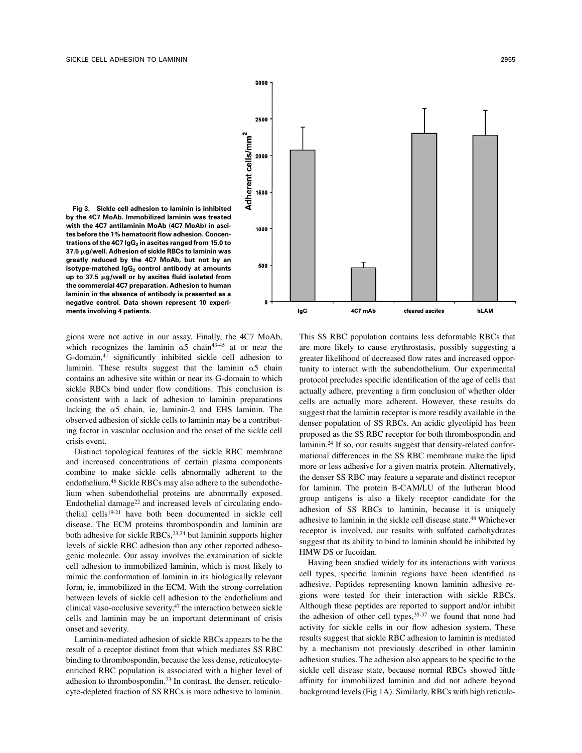Fig 3. Sickle cell adhesion to laminin is inhibited by the 4C7 MoAb. Immobilized laminin was treated with the 4C7 antilaminin MoAb (4C7 MoAb) in ascites before the 1% hematocrit flow adhesion. Concentrations of the 4C7 $IgG_2$ in ascites ranged from 15.0 to 37.5 μg/well. Adhesion of sickle RBCs to laminin was greatly reduced by the 4C7 MoAb, but not by an isotype-matched $IgG_2$ control antibody at amounts up to 37.5 μg/well or by ascites fluid isolated from the commercial 4C7 preparation. Adhesion to human laminin in the absence of antibody is presented as a negative control. Data shown represent 10 experiments involving 4 patients.

gions were not active in our assay. Finally, the 4C7 MoAb, which recognizes the laminin α5 chain[43-45] at or near the G-domain,[41] significantly inhibited sickle cell adhesion to laminin. These results suggest that the laminin α5 chain contains an adhesive site within or near its G-domain to which sickle RBCs bind under flow conditions. This conclusion is consistent with a lack of adhesion to laminin preparations lacking the α5 chain, ie, laminin-2 and EHS laminin. The observed adhesion of sickle cells to laminin may be a contributing factor in vascular occlusion and the onset of the sickle cell crisis event.

Distinct topological features of the sickle RBC membrane and increased concentrations of certain plasma components combine to make sickle cells abnormally adherent to the endothelium.[46] Sickle RBCs may also adhere to the subendothelium when subendothelial proteins are abnormally exposed. Endothelial damage[22] and increased levels of circulating endothelial cells[19-21] have both been documented in sickle cell disease. The ECM proteins thrombospondin and laminin are both adhesive for sickle RBCs,[23,24] but laminin supports higher levels of sickle RBC adhesion than any other reported adhesogenic molecule. Our assay involves the examination of sickle cell adhesion to immobilized laminin, which is most likely to mimic the conformation of laminin in its biologically relevant form, ie, immobilized in the ECM. With the strong correlation between levels of sickle cell adhesion to the endothelium and clinical vaso-occlusive severity,[47] the interaction between sickle cells and laminin may be an important determinant of crisis onset and severity.

Laminin-mediated adhesion of sickle RBCs appears to be the result of a receptor distinct from that which mediates SS RBC binding to thrombospondin, because the less dense, reticulocyte-enriched RBC population is associated with a higher level of adhesion to thrombospondin.[23] In contrast, the denser, reticulocyte-depleted fraction of SS RBCs is more adhesive to laminin. This SS RBC population contains less deformable RBCs that are more likely to cause erythrostasis, possibly suggesting a greater likelihood of decreased flow rates and increased opportunity to interact with the subendothelium. Our experimental protocol precludes specific identification of the age of cells that actually adhere, preventing a firm conclusion of whether older cells are actually more adherent. However, these results do suggest that the laminin receptor is more readily available in the denser population of SS RBCs. An acidic glycolipid has been proposed as the SS RBC receptor for both thrombospondin and laminin.[24] If so, our results suggest that density-related conformational differences in the SS RBC membrane make the lipid more or less adhesive for a given matrix protein. Alternatively, the denser SS RBC may feature a separate and distinct receptor for laminin. The protein B-CAM/LU of the lutheran blood group antigens is also a likely receptor candidate for the adhesion of SS RBCs to laminin, because it is uniquely adhesive to laminin in the sickle cell disease state.[48] Whichever receptor is involved, our results with sulfated carbohydrates suggest that its ability to bind to laminin should be inhibited by HMW DS or fucoidan.

Having been studied widely for its interactions with various cell types, specific laminin regions have been identified as adhesive. Peptides representing known laminin adhesive regions were tested for their interaction with sickle RBCs. Although these peptides are reported to support and/or inhibit the adhesion of other cell types,[35-37] we found that none had activity for sickle cells in our flow adhesion system. These results suggest that sickle RBC adhesion to laminin is mediated by a mechanism not previously described in other laminin adhesion studies. The adhesion also appears to be specific to the sickle cell disease state, because normal RBCs showed little affinity for immobilized laminin and did not adhere beyond background levels (Fig 1A). Similarly, RBCs with high reticulo-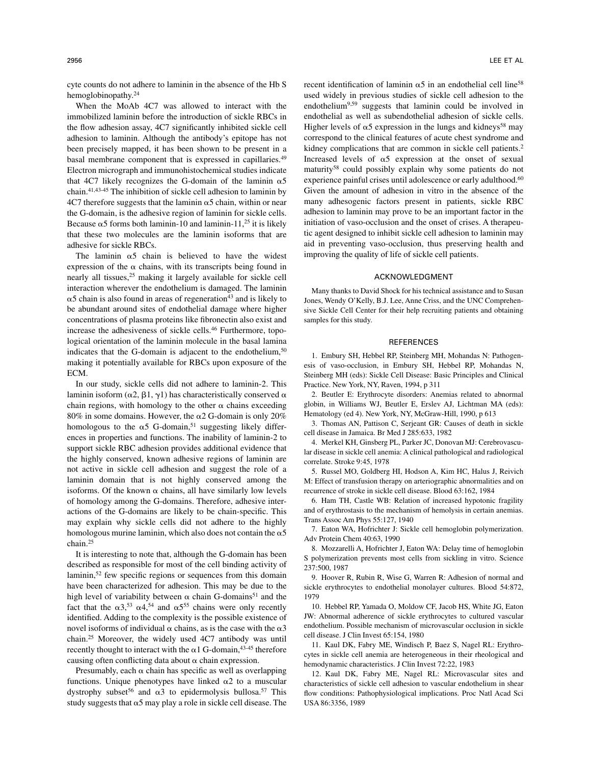cyte counts do not adhere to laminin in the absence of the Hb S hemoglobinopathy.[24]

When the MoAb 4C7 was allowed to interact with the immobilized laminin before the introduction of sickle RBCs in the flow adhesion assay, 4C7 significantly inhibited sickle cell adhesion to laminin. Although the antibody's epitope has not been precisely mapped, it has been shown to be present in a basal membrane component that is expressed in capillaries.[49] Electron micrograph and immunohistochemical studies indicate that 4C7 likely recognizes the G-domain of the laminin $\alpha5$ chain.[41,43-45] The inhibition of sickle cell adhesion to laminin by 4C7 therefore suggests that the laminin $\alpha5$ chain, within or near the G-domain, is the adhesive region of laminin for sickle cells. Because $\alpha5$ forms both laminin-10 and laminin-11,[25] it is likely that these two molecules are the laminin isoforms that are adhesive for sickle RBCs.

The laminin $\alpha5$ chain is believed to have the widest expression of the $\alpha$ chains, with its transcripts being found in nearly all tissues,[25] making it largely available for sickle cell interaction wherever the endothelium is damaged. The laminin $\alpha5$ chain is also found in areas of regeneration[43] and is likely to be abundant around sites of endothelial damage where higher concentrations of plasma proteins like fibronectin also exist and increase the adhesiveness of sickle cells.[46] Furthermore, topological orientation of the laminin molecule in the basal lamina indicates that the G-domain is adjacent to the endothelium,[50] making it potentially available for RBCs upon exposure of the ECM.

In our study, sickle cells did not adhere to laminin-2. This laminin isoform ($\alpha2$, $\beta1$, $\gamma1$) has characteristically conserved $\alpha$ chain regions, with homology to the other $\alpha$ chains exceeding 80% in some domains. However, the $\alpha2$ G-domain is only 20% homologous to the $\alpha5$ G-domain,[51] suggesting likely differences in properties and functions. The inability of laminin-2 to support sickle RBC adhesion provides additional evidence that the highly conserved, known adhesive regions of laminin are not active in sickle cell adhesion and suggest the role of a laminin domain that is not highly conserved among the isoforms. Of the known $\alpha$ chains, all have similarly low levels of homology among the G-domains. Therefore, adhesive interactions of the G-domains are likely to be chain-specific. This may explain why sickle cells did not adhere to the highly homologous murine laminin, which also does not contain the $\alpha5$ chain.[25]

It is interesting to note that, although the G-domain has been described as responsible for most of the cell binding activity of laminin,[52] few specific regions or sequences from this domain have been characterized for adhesion. This may be due to the high level of variability between $\alpha$ chain G-domains[51] and the fact that the $\alpha3$,[53] $\alpha4$,[54] and $\alpha5$[55] chains were only recently identified. Adding to the complexity is the possible existence of novel isoforms of individual $\alpha$ chains, as is the case with the $\alpha3$ chain.[25] Moreover, the widely used 4C7 antibody was until recently thought to interact with the $\alpha1$ G-domain,[43-45] therefore causing often conflicting data about $\alpha$ chain expression.

Presumably, each $\alpha$ chain has specific as well as overlapping functions. Unique phenotypes have linked $\alpha2$ to a muscular dystrophy subset[56] and $\alpha3$ to epidermolysis bullosa.[57] This study suggests that $\alpha5$ may play a role in sickle cell disease. The recent identification of laminin $\alpha5$ in an endothelial cell line[58] used widely in previous studies of sickle cell adhesion to the endothelium[9,59] suggests that laminin could be involved in endothelial as well as subendothelial adhesion of sickle cells. Higher levels of $\alpha5$ expression in the lungs and kidneys[58] may correspond to the clinical features of acute chest syndrome and kidney complications that are common in sickle cell patients.[2] Increased levels of $\alpha5$ expression at the onset of sexual maturity[58] could possibly explain why some patients do not experience painful crises until adolescence or early adulthood.[60] Given the amount of adhesion in vitro in the absence of the many adhesogenic factors present in patients, sickle RBC adhesion to laminin may prove to be an important factor in the initiation of vaso-occlusion and the onset of crises. A therapeutic agent designed to inhibit sickle cell adhesion to laminin may aid in preventing vaso-occlusion, thus preserving health and improving the quality of life of sickle cell patients.

## ACKNOWLEDGMENT

Many thanks to David Shock for his technical assistance and to Susan Jones, Wendy O'Kelly, B.J. Lee, Anne Criss, and the UNC Comprehensive Sickle Cell Center for their help recruiting patients and obtaining samples for this study.

## REFERENCES

1. Embury SH, Hebbel RP, Steinberg MH, Mohandas N: Pathogenesis of vaso-occlusion, in Embury SH, Hebbel RP, Mohandas N, Steinberg MH (eds): Sickle Cell Disease: Basic Principles and Clinical Practice. New York, NY, Raven, 1994, p 311

2. Beutler E: Erythrocyte disorders: Anemias related to abnormal globin, in Williams WJ, Beutler E, Erslev AJ, Lichtman MA (eds): Hematology (ed 4). New York, NY, McGraw-Hill, 1990, p 613

3. Thomas AN, Pattison C, Serjeant GR: Causes of death in sickle cell disease in Jamaica. Br Med J 285:633, 1982

4. Merkel KH, Ginsberg PL, Parker JC, Donovan MJ: Cerebrovascular disease in sickle cell anemia: A clinical pathological and radiological correlate. Stroke 9:45, 1978

5. Russel MO, Goldberg HI, Hodson A, Kim HC, Halus J, Reivich M: Effect of transfusion therapy on arteriographic abnormalities and on recurrence of stroke in sickle cell disease. Blood 63:162, 1984

6. Ham TH, Castle WB: Relation of increased hypotonic fragility and of erythrostasis to the mechanism of hemolysis in certain anemias. Trans Assoc Am Phys 55:127, 1940

7. Eaton WA, Hofrichter J: Sickle cell hemoglobin polymerization. Adv Protein Chem 40:63, 1990

8. Mozzarelli A, Hofrichter J, Eaton WA: Delay time of hemoglobin S polymerization prevents most cells from sickling in vitro. Science 237:500, 1987

9. Hoover R, Rubin R, Wise G, Warren R: Adhesion of normal and sickle erythrocytes to endothelial monolayer cultures. Blood 54:872, 1979

10. Hebbel RP, Yamada O, Moldow CF, Jacob HS, White JG, Eaton JW: Abnormal adherence of sickle erythrocytes to cultured vascular endothelium. Possible mechanism of microvascular occlusion in sickle cell disease. J Clin Invest 65:154, 1980

11. Kaul DK, Fabry ME, Windisch P, Baez S, Nagel RL: Erythrocytes in sickle cell anemia are heterogeneous in their rheological and hemodynamic characteristics. J Clin Invest 72:22, 1983

12. Kaul DK, Fabry ME, Nagel RL: Microvascular sites and characteristics of sickle cell adhesion to vascular endothelium in shear flow conditions: Pathophysiological implications. Proc Natl Acad Sci USA 86:3356, 1989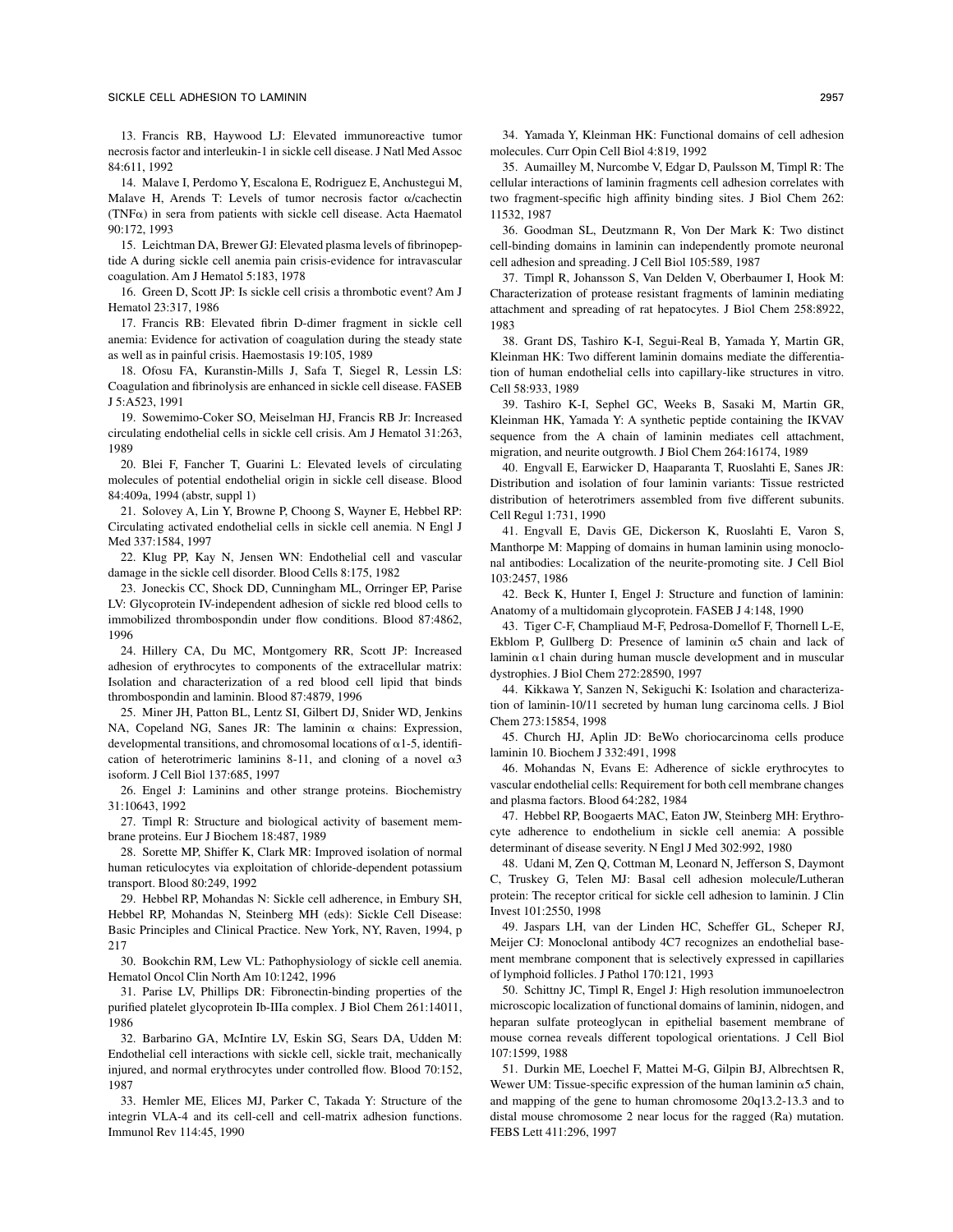13. Francis RB, Haywood LJ: Elevated immunoreactive tumor necrosis factor and interleukin-1 in sickle cell disease. J Natl Med Assoc 84:611, 1992

14. Malave I, Perdomo Y, Escalona E, Rodriguez E, Anchustegui M, Malave H, Arends T: Levels of tumor necrosis factor α/cachectin (TNFα) in sera from patients with sickle cell disease. Acta Haematol 90:172, 1993

15. Leichtman DA, Brewer GJ: Elevated plasma levels of fibrinopeptide A during sickle cell anemia pain crisis-evidence for intravascular coagulation. Am J Hematol 5:183, 1978

16. Green D, Scott JP: Is sickle cell crisis a thrombotic event? Am J Hematol 23:317, 1986

17. Francis RB: Elevated fibrin D-dimer fragment in sickle cell anemia: Evidence for activation of coagulation during the steady state as well as in painful crisis. Haemostasis 19:105, 1989

18. Ofosu FA, Kuranstin-Mills J, Safa T, Siegel R, Lessin LS: Coagulation and fibrinolysis are enhanced in sickle cell disease. FASEB J 5:A523, 1991

19. Sowemimo-Coker SO, Meiselman HJ, Francis RB Jr: Increased circulating endothelial cells in sickle cell crisis. Am J Hematol 31:263, 1989

20. Blei F, Fancher T, Guarini L: Elevated levels of circulating molecules of potential endothelial origin in sickle cell disease. Blood 84:409a, 1994 (abstr, suppl 1)

21. Solovey A, Lin Y, Browne P, Choong S, Wayner E, Hebbel RP: Circulating activated endothelial cells in sickle cell anemia. N Engl J Med 337:1584, 1997

22. Klug PP, Kay N, Jensen WN: Endothelial cell and vascular damage in the sickle cell disorder. Blood Cells 8:175, 1982

23. Joneckis CC, Shock DD, Cunningham ML, Orringer EP, Parise LV: Glycoprotein IV-independent adhesion of sickle red blood cells to immobilized thrombospondin under flow conditions. Blood 87:4862, 1996

24. Hillery CA, Du MC, Montgomery RR, Scott JP: Increased adhesion of erythrocytes to components of the extracellular matrix: Isolation and characterization of a red blood cell lipid that binds thrombospondin and laminin. Blood 87:4879, 1996

25. Miner JH, Patton BL, Lentz SI, Gilbert DJ, Snider WD, Jenkins NA, Copeland NG, Sanes JR: The laminin α chains: Expression, developmental transitions, and chromosomal locations of α1-5, identification of heterotrimeric laminins 8-11, and cloning of a novel α3 isoform. J Cell Biol 137:685, 1997

26. Engel J: Laminins and other strange proteins. Biochemistry 31:10643, 1992

27. Timpl R: Structure and biological activity of basement membrane proteins. Eur J Biochem 18:487, 1989

28. Sorette MP, Shiffer K, Clark MR: Improved isolation of normal human reticulocytes via exploitation of chloride-dependent potassium transport. Blood 80:249, 1992

29. Hebbel RP, Mohandas N: Sickle cell adherence, in Embury SH, Hebbel RP, Mohandas N, Steinberg MH (eds): Sickle Cell Disease: Basic Principles and Clinical Practice. New York, NY, Raven, 1994, p 217

30. Bookchin RM, Lew VL: Pathophysiology of sickle cell anemia. Hematol Oncol Clin North Am 10:1242, 1996

31. Parise LV, Phillips DR: Fibronectin-binding properties of the purified platelet glycoprotein Ib-IIIa complex. J Biol Chem 261:14011, 1986

32. Barbarino GA, McIntire LV, Eskin SG, Sears DA, Udden M: Endothelial cell interactions with sickle cell, sickle trait, mechanically injured, and normal erythrocytes under controlled flow. Blood 70:152, 1987

33. Hemler ME, Elices MJ, Parker C, Takada Y: Structure of the integrin VLA-4 and its cell-cell and cell-matrix adhesion functions. Immunol Rev 114:45, 1990

34. Yamada Y, Kleinman HK: Functional domains of cell adhesion molecules. Curr Opin Cell Biol 4:819, 1992

35. Aumailley M, Nurcombe V, Edgar D, Paulsson M, Timpl R: The cellular interactions of laminin fragments cell adhesion correlates with two fragment-specific high affinity binding sites. J Biol Chem 262: 11532, 1987

36. Goodman SL, Deutzmann R, Von Der Mark K: Two distinct cell-binding domains in laminin can independently promote neuronal cell adhesion and spreading. J Cell Biol 105:589, 1987

37. Timpl R, Johansson S, Van Delden V, Oberbaumer I, Hook M: Characterization of protease resistant fragments of laminin mediating attachment and spreading of rat hepatocytes. J Biol Chem 258:8922, 1983

38. Grant DS, Tashiro K-I, Segui-Real B, Yamada Y, Martin GR, Kleinman HK: Two different laminin domains mediate the differentiation of human endothelial cells into capillary-like structures in vitro. Cell 58:933, 1989

39. Tashiro K-I, Sephel GC, Weeks B, Sasaki M, Martin GR, Kleinman HK, Yamada Y: A synthetic peptide containing the IKVAV sequence from the A chain of laminin mediates cell attachment, migration, and neurite outgrowth. J Biol Chem 264:16174, 1989

40. Engvall E, Earwicker D, Haaparanta T, Ruoslahti E, Sanes JR: Distribution and isolation of four laminin variants: Tissue restricted distribution of heterotrimers assembled from five different subunits. Cell Regul 1:731, 1990

41. Engvall E, Davis GE, Dickerson K, Ruoslahti E, Varon S, Manthorpe M: Mapping of domains in human laminin using monoclonal antibodies: Localization of the neurite-promoting site. J Cell Biol 103:2457, 1986

42. Beck K, Hunter I, Engel J: Structure and function of laminin: Anatomy of a multidomain glycoprotein. FASEB J 4:148, 1990

43. Tiger C-F, Champliaud M-F, Pedrosa-Domellof F, Thornell L-E, Ekblom P, Gullberg D: Presence of laminin α5 chain and lack of laminin α1 chain during human muscle development and in muscular dystrophies. J Biol Chem 272:28590, 1997

44. Kikkawa Y, Sanzen N, Sekiguchi K: Isolation and characterization of laminin-10/11 secreted by human lung carcinoma cells. J Biol Chem 273:15854, 1998

45. Church HJ, Aplin JD: BeWo choriocarcinoma cells produce laminin 10. Biochem J 332:491, 1998

46. Mohandas N, Evans E: Adherence of sickle erythrocytes to vascular endothelial cells: Requirement for both cell membrane changes and plasma factors. Blood 64:282, 1984

47. Hebbel RP, Boogaerts MAC, Eaton JW, Steinberg MH: Erythrocyte adherence to endothelium in sickle cell anemia: A possible determinant of disease severity. N Engl J Med 302:992, 1980

48. Udani M, Zen Q, Cottman M, Leonard N, Jefferson S, Daymont C, Truskey G, Telen MJ: Basal cell adhesion molecule/Lutheran protein: The receptor critical for sickle cell adhesion to laminin. J Clin Invest 101:2550, 1998

49. Jaspars LH, van der Linden HC, Scheffer GL, Scheper RJ, Meijer CJ: Monoclonal antibody 4C7 recognizes an endothelial basement membrane component that is selectively expressed in capillaries of lymphoid follicles. J Pathol 170:121, 1993

50. Schittny JC, Timpl R, Engel J: High resolution immunoelectron microscopic localization of functional domains of laminin, nidogen, and heparan sulfate proteoglycan in epithelial basement membrane of mouse cornea reveals different topological orientations. J Cell Biol 107:1599, 1988

51. Durkin ME, Loechel F, Mattei M-G, Gilpin BJ, Albrechtsen R, Wewer UM: Tissue-specific expression of the human laminin α5 chain, and mapping of the gene to human chromosome 20q13.2-13.3 and to distal mouse chromosome 2 near locus for the ragged (Ra) mutation. FEBS Lett 411:296, 1997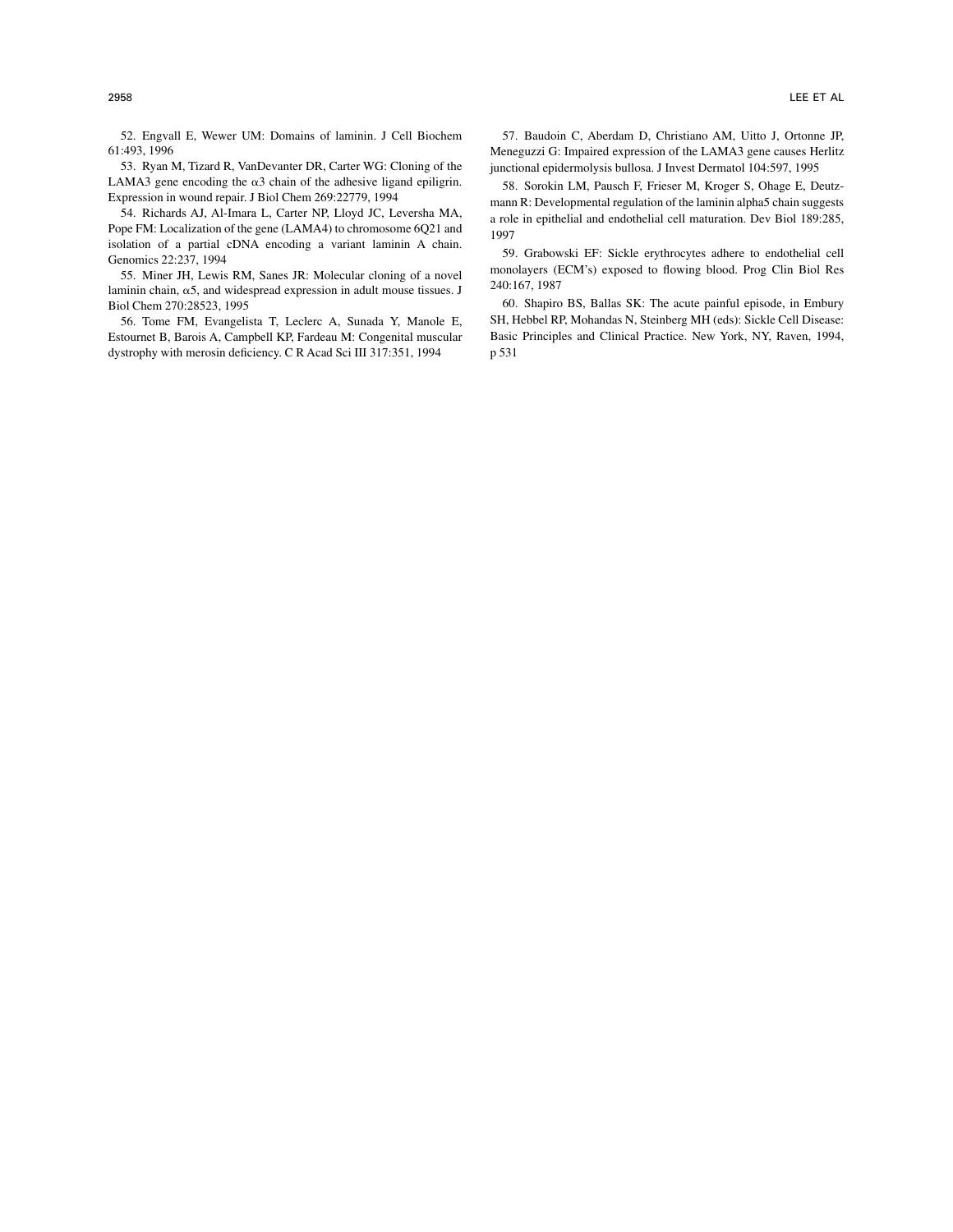52. Engvall E, Wewer UM: Domains of laminin. J Cell Biochem 61:493, 1996

53. Ryan M, Tizard R, VanDevanter DR, Carter WG: Cloning of the LAMA3 gene encoding the $\alpha$3 chain of the adhesive ligand epiligrin. Expression in wound repair. J Biol Chem 269:22779, 1994

54. Richards AJ, Al-Imara L, Carter NP, Lloyd JC, Leversha MA, Pope FM: Localization of the gene (LAMA4) to chromosome 6Q21 and isolation of a partial cDNA encoding a variant laminin A chain. Genomics 22:237, 1994

55. Miner JH, Lewis RM, Sanes JR: Molecular cloning of a novel laminin chain, $\alpha$5, and widespread expression in adult mouse tissues. J Biol Chem 270:28523, 1995

56. Tome FM, Evangelista T, Leclerc A, Sunada Y, Manole E, Estournet B, Barois A, Campbell KP, Fardeau M: Congenital muscular dystrophy with merosin deficiency. C R Acad Sci III 317:351, 1994

57. Baudoin C, Aberdam D, Christiano AM, Uitto J, Ortonne JP, Meneguzzi G: Impaired expression of the LAMA3 gene causes Herlitz junctional epidermolysis bullosa. J Invest Dermatol 104:597, 1995

58. Sorokin LM, Pausch F, Frieser M, Kroger S, Ohage E, Deutzmann R: Developmental regulation of the laminin alpha5 chain suggests a role in epithelial and endothelial cell maturation. Dev Biol 189:285, 1997

59. Grabowski EF: Sickle erythrocytes adhere to endothelial cell monolayers (ECM's) exposed to flowing blood. Prog Clin Biol Res 240:167, 1987

60. Shapiro BS, Ballas SK: The acute painful episode, in Embury SH, Hebbel RP, Mohandas N, Steinberg MH (eds): Sickle Cell Disease: Basic Principles and Clinical Practice. New York, NY, Raven, 1994, p 531